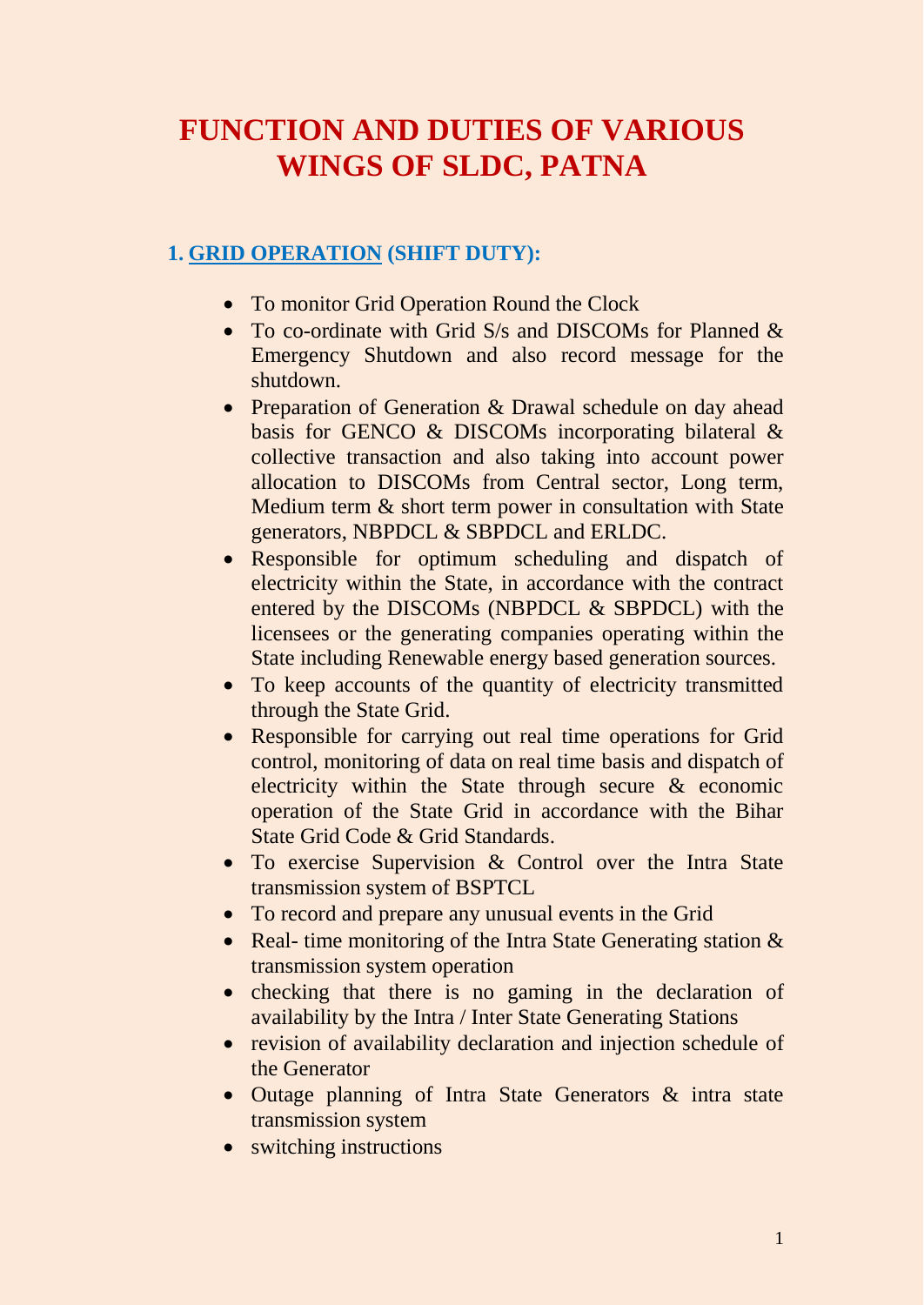# FUNCTION AND DUTIES OF VARIOUS WINGS OF SLDC, PATNA

## 1. GRID OPERATION (SHIFT DUTY):

- To monitor Grid Operation Round the Clock
- To co-ordinate with Grid S/s and DISCOMs for Planned & Emergency Shutdown and also record message for the shutdown.
- Preparation of Generation & Drawal schedule on day ahead basis for GENCO & DISCOMs incorporating bilateral & collective transaction and also taking into account power allocation to DISCOMs from Central sector, Long term, Medium term & short term power in consultation with State generators, NBPDCL & SBPDCL and ERLDC.
- Responsible for optimum scheduling and dispatch of electricity within the State, in accordance with the contract entered by the DISCOMs (NBPDCL & SBPDCL) with the licensees or the generating companies operating within the State including Renewable energy based generation sources.
- To keep accounts of the quantity of electricity transmitted through the State Grid.
- Responsible for carrying out real time operations for Grid control, monitoring of data on real time basis and dispatch of electricity within the State through secure & economic operation of the State Grid in accordance with the Bihar State Grid Code & Grid Standards.
- To exercise Supervision & Control over the Intra State transmission system of BSPTCL
- To record and prepare any unusual events in the Grid
- Real- time monitoring of the Intra State Generating station & transmission system operation
- checking that there is no gaming in the declaration of availability by the Intra / Inter State Generating Stations
- revision of availability declaration and injection schedule of the Generator
- Outage planning of Intra State Generators & intra state transmission system
- switching instructions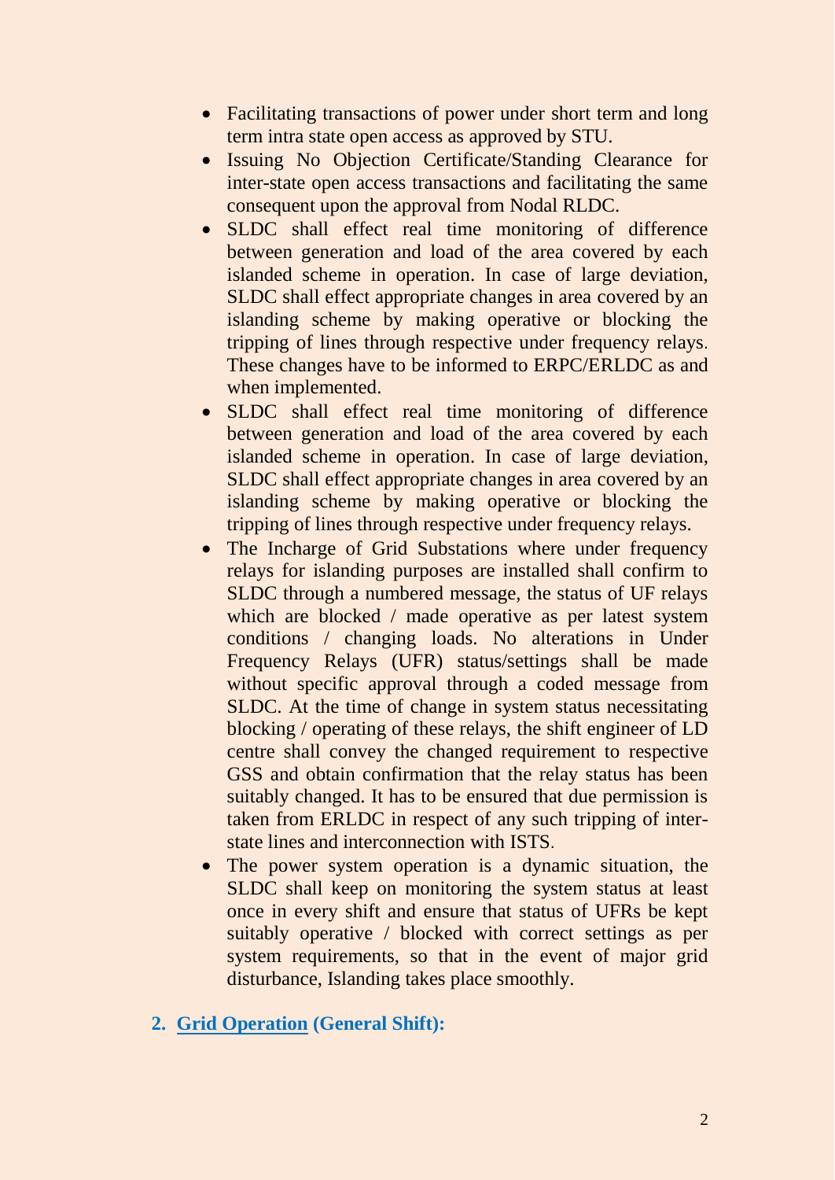- Facilitating transactions of power under short term and long term intra state open access as approved by STU.
- Issuing No Objection Certificate/Standing Clearance for inter-state open access transactions and facilitating the same consequent upon the approval from Nodal RLDC.
- SLDC shall effect real time monitoring of difference between generation and load of the area covered by each islanded scheme in operation. In case of large deviation, SLDC shall effect appropriate changes in area covered by an islanding scheme by making operative or blocking the tripping of lines through respective under frequency relays. These changes have to be informed to ERPC/ERLDC as and when implemented.
- SLDC shall effect real time monitoring of difference between generation and load of the area covered by each islanded scheme in operation. In case of large deviation, SLDC shall effect appropriate changes in area covered by an islanding scheme by making operative or blocking the tripping of lines through respective under frequency relays.
- The Incharge of Grid Substations where under frequency relays for islanding purposes are installed shall confirm to SLDC through a numbered message, the status of UF relays which are blocked / made operative as per latest system conditions / changing loads. No alterations in Under Frequency Relays (UFR) status/settings shall be made without specific approval through a coded message from SLDC. At the time of change in system status necessitating blocking / operating of these relays, the shift engineer of LD centre shall convey the changed requirement to respective GSS and obtain confirmation that the relay status has been suitably changed. It has to be ensured that due permission is taken from ERLDC in respect of any such tripping of inter-state lines and interconnection with ISTS.
- The power system operation is a dynamic situation, the SLDC shall keep on monitoring the system status at least once in every shift and ensure that status of UFRs be kept suitably operative / blocked with correct settings as per system requirements, so that in the event of major grid disturbance, Islanding takes place smoothly.

## 2. Grid Operation (General Shift):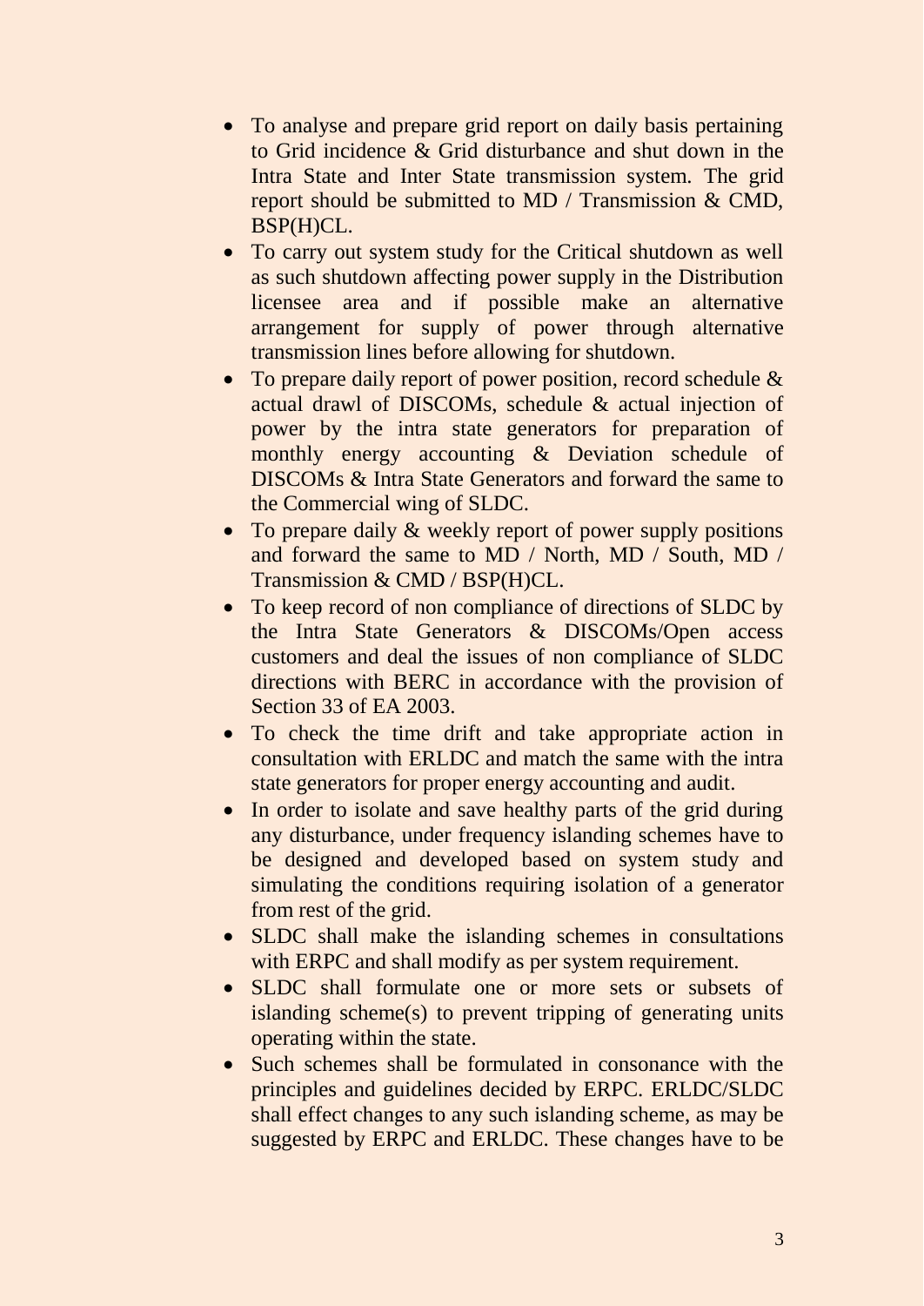- To analyse and prepare grid report on daily basis pertaining to Grid incidence & Grid disturbance and shut down in the Intra State and Inter State transmission system. The grid report should be submitted to MD / Transmission & CMD, BSP(H)CL.
- To carry out system study for the Critical shutdown as well as such shutdown affecting power supply in the Distribution licensee area and if possible make an alternative arrangement for supply of power through alternative transmission lines before allowing for shutdown.
- To prepare daily report of power position, record schedule & actual drawl of DISCOMs, schedule & actual injection of power by the intra state generators for preparation of monthly energy accounting & Deviation schedule of DISCOMs & Intra State Generators and forward the same to the Commercial wing of SLDC.
- To prepare daily & weekly report of power supply positions and forward the same to MD / North, MD / South, MD / Transmission & CMD / BSP(H)CL.
- To keep record of non compliance of directions of SLDC by the Intra State Generators & DISCOMs/Open access customers and deal the issues of non compliance of SLDC directions with BERC in accordance with the provision of Section 33 of EA 2003.
- To check the time drift and take appropriate action in consultation with ERLDC and match the same with the intra state generators for proper energy accounting and audit.
- In order to isolate and save healthy parts of the grid during any disturbance, under frequency islanding schemes have to be designed and developed based on system study and simulating the conditions requiring isolation of a generator from rest of the grid.
- SLDC shall make the islanding schemes in consultations with ERPC and shall modify as per system requirement.
- SLDC shall formulate one or more sets or subsets of islanding scheme(s) to prevent tripping of generating units operating within the state.
- Such schemes shall be formulated in consonance with the principles and guidelines decided by ERPC. ERLDC/SLDC shall effect changes to any such islanding scheme, as may be suggested by ERPC and ERLDC. These changes have to be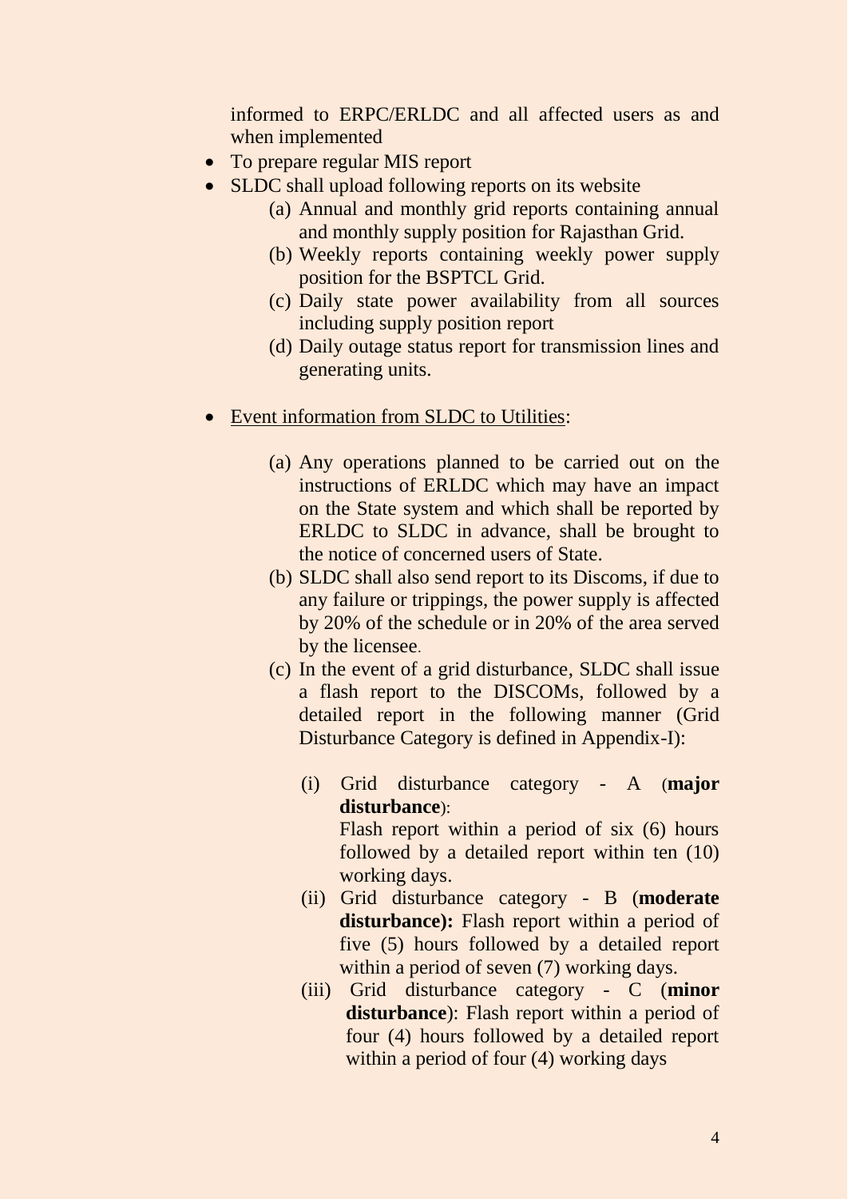informed to ERPC/ERLDC and all affected users as and when implemented

- To prepare regular MIS report
- SLDC shall upload following reports on its website
    - (a) Annual and monthly grid reports containing annual and monthly supply position for Rajasthan Grid.
    - (b) Weekly reports containing weekly power supply position for the BSPTCL Grid.
    - (c) Daily state power availability from all sources including supply position report
    - (d) Daily outage status report for transmission lines and generating units.

- <u>Event information from SLDC to Utilities</u>:
    - (a) Any operations planned to be carried out on the instructions of ERLDC which may have an impact on the State system and which shall be reported by ERLDC to SLDC in advance, shall be brought to the notice of concerned users of State.
    - (b) SLDC shall also send report to its Discoms, if due to any failure or trippings, the power supply is affected by 20% of the schedule or in 20% of the area served by the licensee.
    - (c) In the event of a grid disturbance, SLDC shall issue a flash report to the DISCOMs, followed by a detailed report in the following manner (Grid Disturbance Category is defined in Appendix-I):
        - (i) Grid disturbance category - A (**major disturbance**):
          Flash report within a period of six (6) hours followed by a detailed report within ten (10) working days.
        - (ii) Grid disturbance category - B (**moderate disturbance):** Flash report within a period of five (5) hours followed by a detailed report within a period of seven (7) working days.
        - (iii) Grid disturbance category - C (**minor disturbance**): Flash report within a period of four (4) hours followed by a detailed report within a period of four (4) working days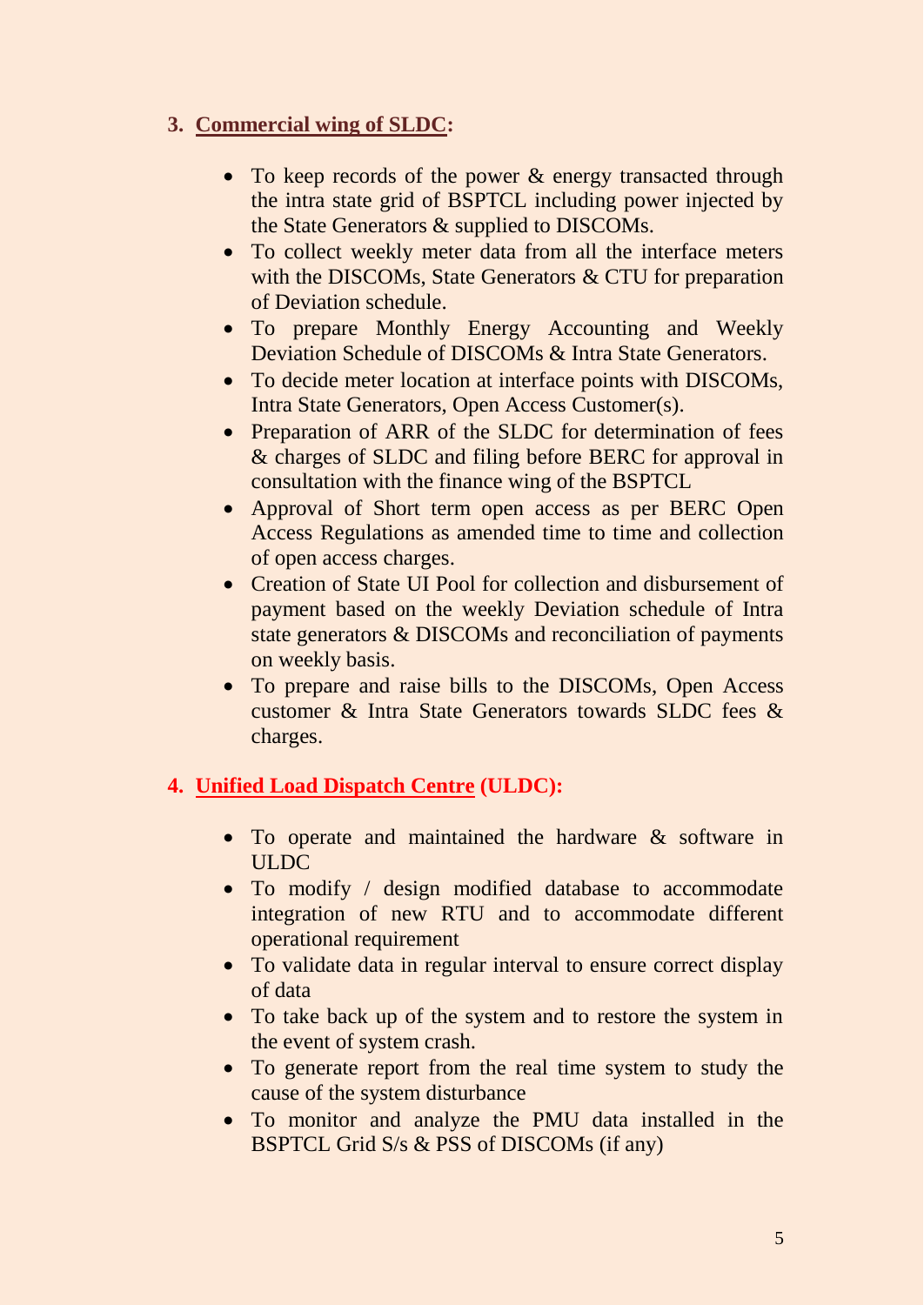### 3. Commercial wing of SLDC:

- To keep records of the power & energy transacted through the intra state grid of BSPTCL including power injected by the State Generators & supplied to DISCOMs.
- To collect weekly meter data from all the interface meters with the DISCOMs, State Generators & CTU for preparation of Deviation schedule.
- To prepare Monthly Energy Accounting and Weekly Deviation Schedule of DISCOMs & Intra State Generators.
- To decide meter location at interface points with DISCOMs, Intra State Generators, Open Access Customer(s).
- Preparation of ARR of the SLDC for determination of fees & charges of SLDC and filing before BERC for approval in consultation with the finance wing of the BSPTCL
- Approval of Short term open access as per BERC Open Access Regulations as amended time to time and collection of open access charges.
- Creation of State UI Pool for collection and disbursement of payment based on the weekly Deviation schedule of Intra state generators & DISCOMs and reconciliation of payments on weekly basis.
- To prepare and raise bills to the DISCOMs, Open Access customer & Intra State Generators towards SLDC fees & charges.

### 4. Unified Load Dispatch Centre (ULDC):

- To operate and maintained the hardware & software in ULDC
- To modify / design modified database to accommodate integration of new RTU and to accommodate different operational requirement
- To validate data in regular interval to ensure correct display of data
- To take back up of the system and to restore the system in the event of system crash.
- To generate report from the real time system to study the cause of the system disturbance
- To monitor and analyze the PMU data installed in the BSPTCL Grid S/s & PSS of DISCOMs (if any)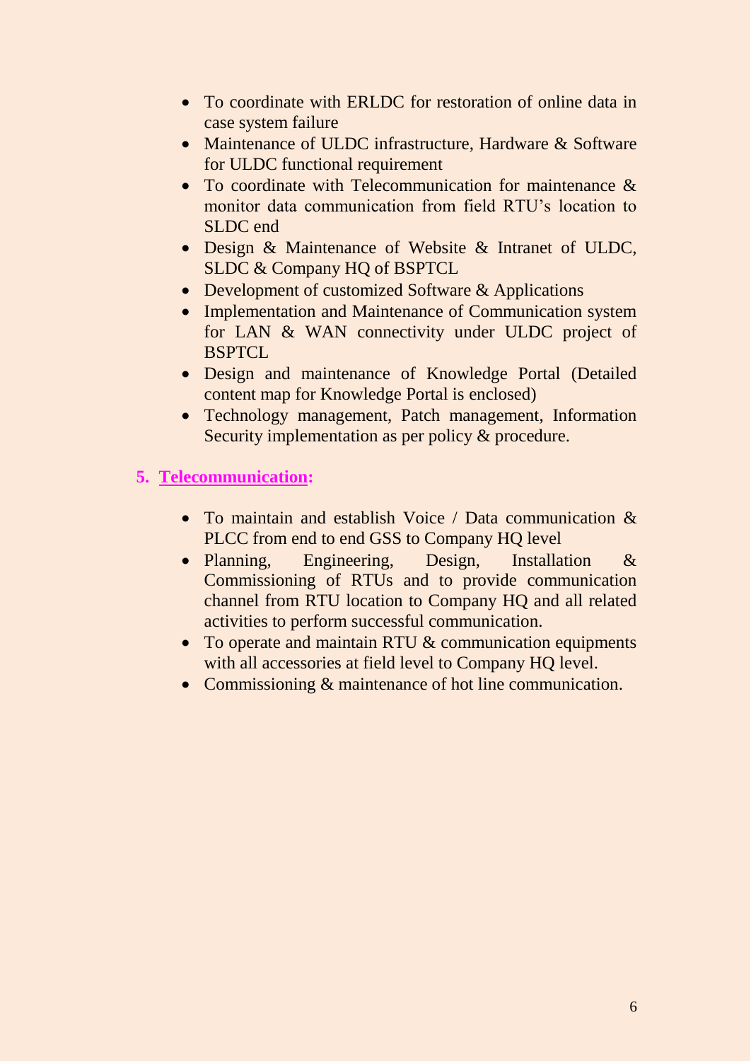- To coordinate with ERLDC for restoration of online data in case system failure
- Maintenance of ULDC infrastructure, Hardware & Software for ULDC functional requirement
- To coordinate with Telecommunication for maintenance & monitor data communication from field RTU's location to SLDC end
- Design & Maintenance of Website & Intranet of ULDC, SLDC & Company HQ of BSPTCL
- Development of customized Software & Applications
- Implementation and Maintenance of Communication system for LAN & WAN connectivity under ULDC project of BSPTCL
- Design and maintenance of Knowledge Portal (Detailed content map for Knowledge Portal is enclosed)
- Technology management, Patch management, Information Security implementation as per policy & procedure.

## 5. Telecommunication:

- To maintain and establish Voice / Data communication & PLCC from end to end GSS to Company HQ level
- Planning, Engineering, Design, Installation & Commissioning of RTUs and to provide communication channel from RTU location to Company HQ and all related activities to perform successful communication.
- To operate and maintain RTU & communication equipments with all accessories at field level to Company HQ level.
- Commissioning & maintenance of hot line communication.